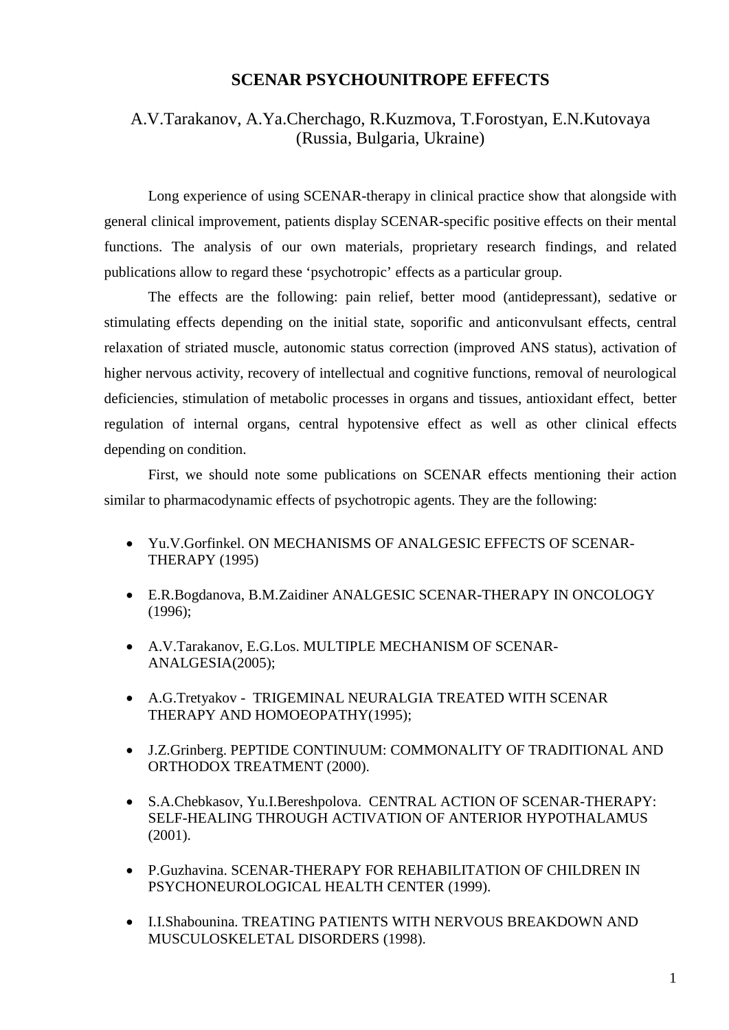# SCENAR PSYCHOUNITROPE EFFECTS

A.V.Tarakanov, A.Ya.Cherchago, R.Kuzmova, T.Forostyan, E.N.Kutovaya
(Russia, Bulgaria, Ukraine)

Long experience of using SCENAR-therapy in clinical practice show that alongside with general clinical improvement, patients display SCENAR-specific positive effects on their mental functions. The analysis of our own materials, proprietary research findings, and related publications allow to regard these 'psychotropic' effects as a particular group.

The effects are the following: pain relief, better mood (antidepressant), sedative or stimulating effects depending on the initial state, soporific and anticonvulsant effects, central relaxation of striated muscle, autonomic status correction (improved ANS status), activation of higher nervous activity, recovery of intellectual and cognitive functions, removal of neurological deficiencies, stimulation of metabolic processes in organs and tissues, antioxidant effect, better regulation of internal organs, central hypotensive effect as well as other clinical effects depending on condition.

First, we should note some publications on SCENAR effects mentioning their action similar to pharmacodynamic effects of psychotropic agents. They are the following:

- Yu.V.Gorfinkel. ON MECHANISMS OF ANALGESIC EFFECTS OF SCENAR-THERAPY (1995)
- E.R.Bogdanova, B.M.Zaidiner ANALGESIC SCENAR-THERAPY IN ONCOLOGY (1996);
- A.V.Tarakanov, E.G.Los. MULTIPLE MECHANISM OF SCENAR-ANALGESIA(2005);
- A.G.Tretyakov - TRIGEMINAL NEURALGIA TREATED WITH SCENAR THERAPY AND HOMOEOPATHY(1995);
- J.Z.Grinberg. PEPTIDE CONTINUUM: COMMONALITY OF TRADITIONAL AND ORTHODOX TREATMENT (2000).
- S.A.Chebkasov, Yu.I.Bereshpolova. CENTRAL ACTION OF SCENAR-THERAPY: SELF-HEALING THROUGH ACTIVATION OF ANTERIOR HYPOTHALAMUS (2001).
- P.Guzhavina. SCENAR-THERAPY FOR REHABILITATION OF CHILDREN IN PSYCHONEUROLOGICAL HEALTH CENTER (1999).
- I.I.Shabounina. TREATING PATIENTS WITH NERVOUS BREAKDOWN AND MUSCULOSKELETAL DISORDERS (1998).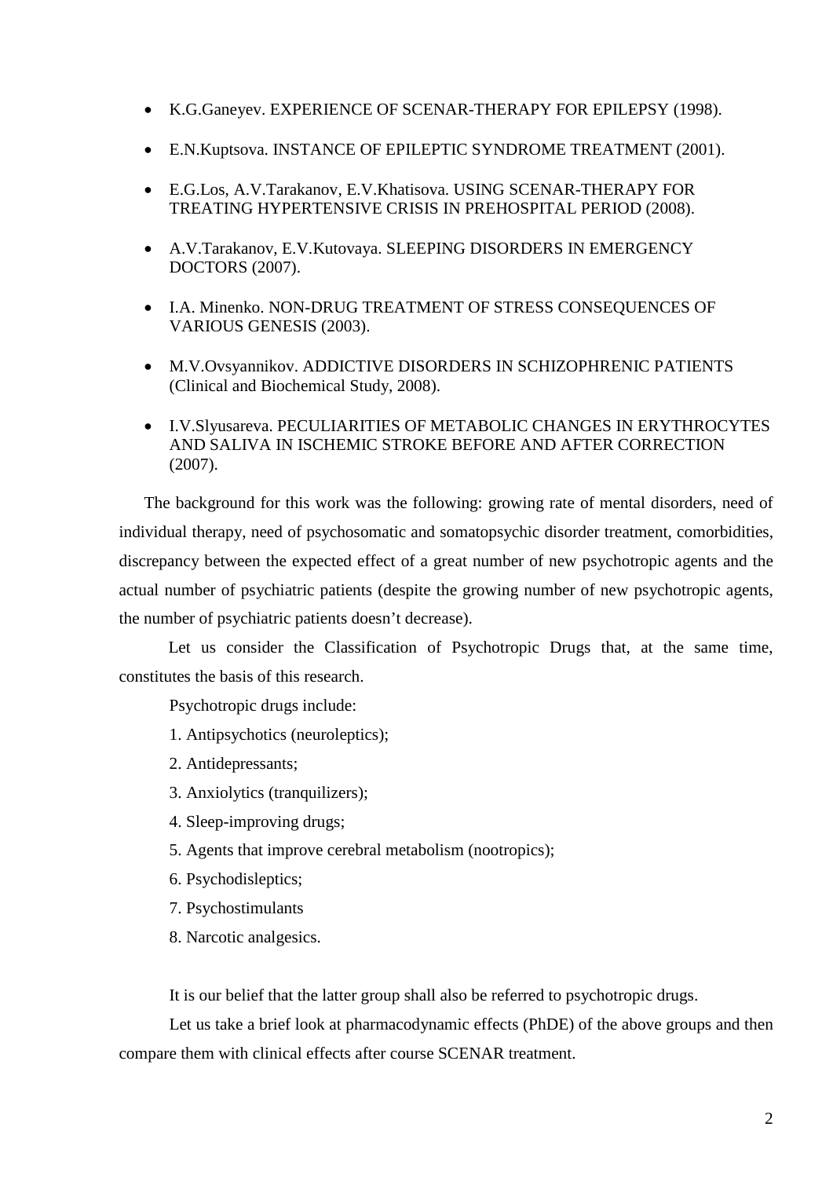- K.G.Ganeyev. EXPERIENCE OF SCENAR-THERAPY FOR EPILEPSY (1998).
- E.N.Kuptsova. INSTANCE OF EPILEPTIC SYNDROME TREATMENT (2001).
- E.G.Los, A.V.Tarakanov, E.V.Khatisova. USING SCENAR-THERAPY FOR TREATING HYPERTENSIVE CRISIS IN PREHOSPITAL PERIOD (2008).
- A.V.Tarakanov, E.V.Kutovaya. SLEEPING DISORDERS IN EMERGENCY DOCTORS (2007).
- I.A. Minenko. NON-DRUG TREATMENT OF STRESS CONSEQUENCES OF VARIOUS GENESIS (2003).
- M.V.Ovsyannikov. ADDICTIVE DISORDERS IN SCHIZOPHRENIC PATIENTS (Clinical and Biochemical Study, 2008).
- I.V.Slyusareva. PECULIARITIES OF METABOLIC CHANGES IN ERYTHROCYTES AND SALIVA IN ISCHEMIC STROKE BEFORE AND AFTER CORRECTION (2007).

The background for this work was the following: growing rate of mental disorders, need of individual therapy, need of psychosomatic and somatopsychic disorder treatment, comorbidities, discrepancy between the expected effect of a great number of new psychotropic agents and the actual number of psychiatric patients (despite the growing number of new psychotropic agents, the number of psychiatric patients doesn't decrease).

Let us consider the Classification of Psychotropic Drugs that, at the same time, constitutes the basis of this research.

Psychotropic drugs include:

1. Antipsychotics (neuroleptics);
2. Antidepressants;
3. Anxiolytics (tranquilizers);
4. Sleep-improving drugs;
5. Agents that improve cerebral metabolism (nootropics);
6. Psychodisleptics;
7. Psychostimulants
8. Narcotic analgesics.

It is our belief that the latter group shall also be referred to psychotropic drugs.

Let us take a brief look at pharmacodynamic effects (PhDE) of the above groups and then compare them with clinical effects after course SCENAR treatment.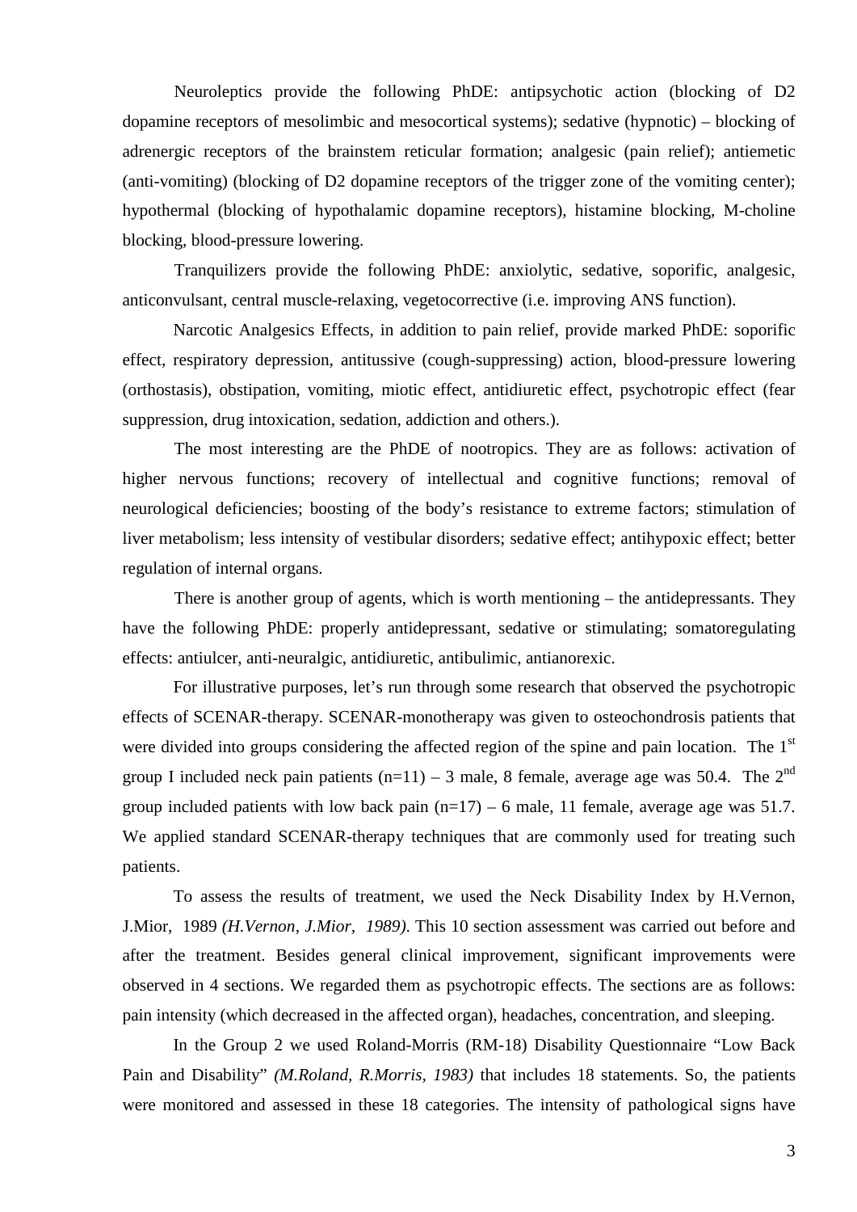Neuroleptics provide the following PhDE: antipsychotic action (blocking of D2 dopamine receptors of mesolimbic and mesocortical systems); sedative (hypnotic) – blocking of adrenergic receptors of the brainstem reticular formation; analgesic (pain relief); antiemetic (anti-vomiting) (blocking of D2 dopamine receptors of the trigger zone of the vomiting center); hypothermal (blocking of hypothalamic dopamine receptors), histamine blocking, M-choline blocking, blood-pressure lowering.

Tranquilizers provide the following PhDE: anxiolytic, sedative, soporific, analgesic, anticonvulsant, central muscle-relaxing, vegetocorrective (i.e. improving ANS function).

Narcotic Analgesics Effects, in addition to pain relief, provide marked PhDE: soporific effect, respiratory depression, antitussive (cough-suppressing) action, blood-pressure lowering (orthostasis), obstipation, vomiting, miotic effect, antidiuretic effect, psychotropic effect (fear suppression, drug intoxication, sedation, addiction and others.).

The most interesting are the PhDE of nootropics. They are as follows: activation of higher nervous functions; recovery of intellectual and cognitive functions; removal of neurological deficiencies; boosting of the body's resistance to extreme factors; stimulation of liver metabolism; less intensity of vestibular disorders; sedative effect; antihypoxic effect; better regulation of internal organs.

There is another group of agents, which is worth mentioning – the antidepressants. They have the following PhDE: properly antidepressant, sedative or stimulating; somatoregulating effects: antiulcer, anti-neuralgic, antidiuretic, antibulimic, antianorexic.

For illustrative purposes, let's run through some research that observed the psychotropic effects of SCENAR-therapy. SCENAR-monotherapy was given to osteochondrosis patients that were divided into groups considering the affected region of the spine and pain location. The 1st group I included neck pain patients (n=11) – 3 male, 8 female, average age was 50.4. The 2nd group included patients with low back pain (n=17) – 6 male, 11 female, average age was 51.7. We applied standard SCENAR-therapy techniques that are commonly used for treating such patients.

To assess the results of treatment, we used the Neck Disability Index by H.Vernon, J.Mior, 1989 *(H.Vernon, J.Mior, 1989)*. This 10 section assessment was carried out before and after the treatment. Besides general clinical improvement, significant improvements were observed in 4 sections. We regarded them as psychotropic effects. The sections are as follows: pain intensity (which decreased in the affected organ), headaches, concentration, and sleeping.

In the Group 2 we used Roland-Morris (RM-18) Disability Questionnaire "Low Back Pain and Disability" *(M.Roland, R.Morris, 1983)* that includes 18 statements. So, the patients were monitored and assessed in these 18 categories. The intensity of pathological signs have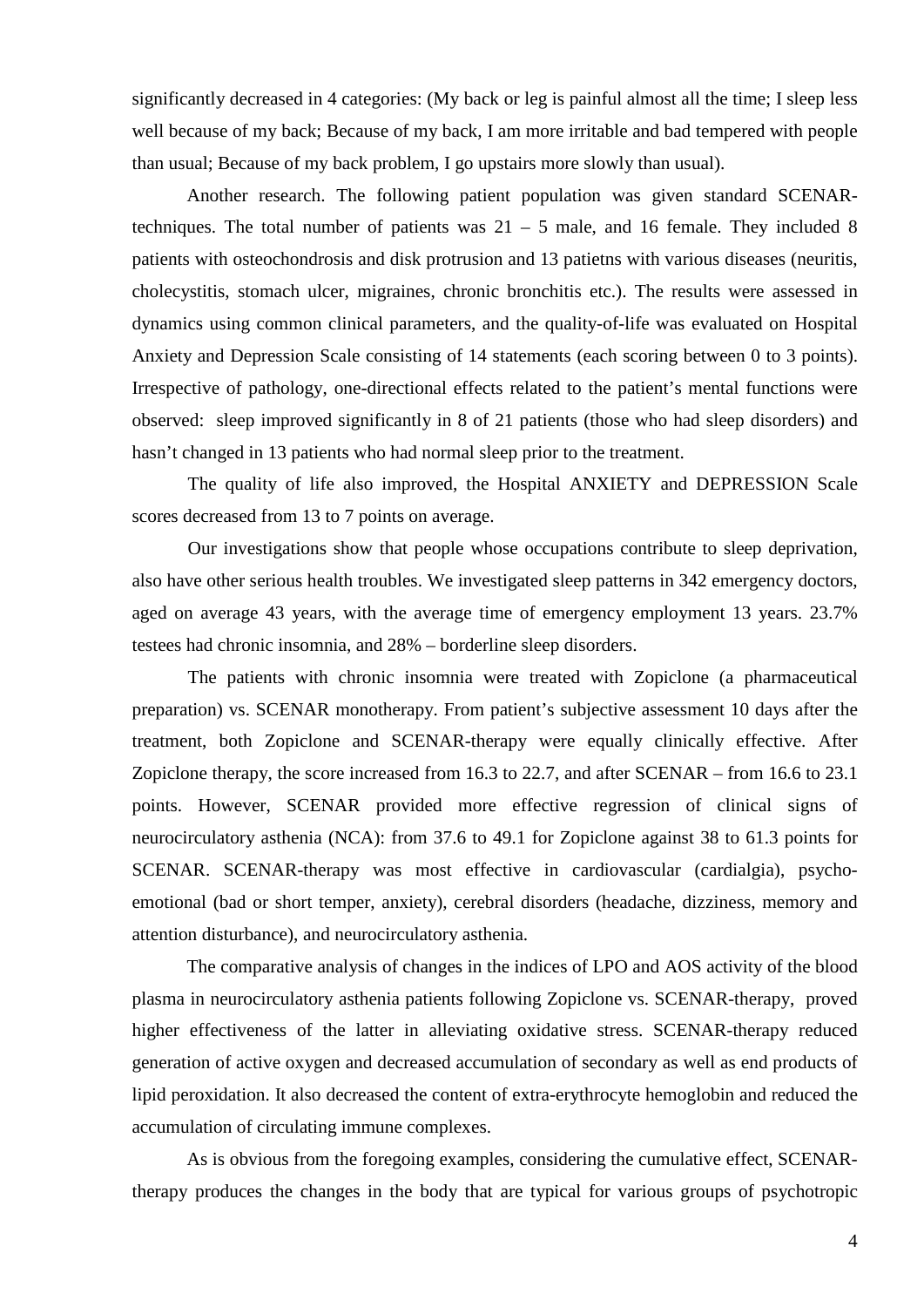significantly decreased in 4 categories: (My back or leg is painful almost all the time; I sleep less well because of my back; Because of my back, I am more irritable and bad tempered with people than usual; Because of my back problem, I go upstairs more slowly than usual).

Another research. The following patient population was given standard SCENAR-techniques. The total number of patients was 21 – 5 male, and 16 female. They included 8 patients with osteochondrosis and disk protrusion and 13 patietns with various diseases (neuritis, cholecystitis, stomach ulcer, migraines, chronic bronchitis etc.). The results were assessed in dynamics using common clinical parameters, and the quality-of-life was evaluated on Hospital Anxiety and Depression Scale consisting of 14 statements (each scoring between 0 to 3 points). Irrespective of pathology, one-directional effects related to the patient's mental functions were observed: sleep improved significantly in 8 of 21 patients (those who had sleep disorders) and hasn't changed in 13 patients who had normal sleep prior to the treatment.

The quality of life also improved, the Hospital ANXIETY and DEPRESSION Scale scores decreased from 13 to 7 points on average.

Our investigations show that people whose occupations contribute to sleep deprivation, also have other serious health troubles. We investigated sleep patterns in 342 emergency doctors, aged on average 43 years, with the average time of emergency employment 13 years. 23.7% testees had chronic insomnia, and 28% – borderline sleep disorders.

The patients with chronic insomnia were treated with Zopiclone (a pharmaceutical preparation) vs. SCENAR monotherapy. From patient's subjective assessment 10 days after the treatment, both Zopiclone and SCENAR-therapy were equally clinically effective. After Zopiclone therapy, the score increased from 16.3 to 22.7, and after SCENAR – from 16.6 to 23.1 points. However, SCENAR provided more effective regression of clinical signs of neurocirculatory asthenia (NCA): from 37.6 to 49.1 for Zopiclone against 38 to 61.3 points for SCENAR. SCENAR-therapy was most effective in cardiovascular (cardialgia), psycho-emotional (bad or short temper, anxiety), cerebral disorders (headache, dizziness, memory and attention disturbance), and neurocirculatory asthenia.

The comparative analysis of changes in the indices of LPO and AOS activity of the blood plasma in neurocirculatory asthenia patients following Zopiclone vs. SCENAR-therapy, proved higher effectiveness of the latter in alleviating oxidative stress. SCENAR-therapy reduced generation of active oxygen and decreased accumulation of secondary as well as end products of lipid peroxidation. It also decreased the content of extra-erythrocyte hemoglobin and reduced the accumulation of circulating immune complexes.

As is obvious from the foregoing examples, considering the cumulative effect, SCENAR-therapy produces the changes in the body that are typical for various groups of psychotropic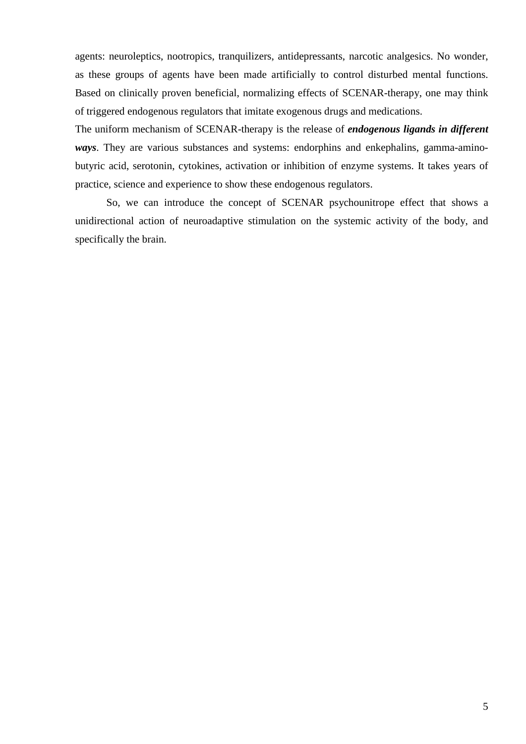agents: neuroleptics, nootropics, tranquilizers, antidepressants, narcotic analgesics. No wonder, as these groups of agents have been made artificially to control disturbed mental functions. Based on clinically proven beneficial, normalizing effects of SCENAR-therapy, one may think of triggered endogenous regulators that imitate exogenous drugs and medications.

The uniform mechanism of SCENAR-therapy is the release of ***endogenous ligands in different ways***. They are various substances and systems: endorphins and enkephalins, gamma-amino-butyric acid, serotonin, cytokines, activation or inhibition of enzyme systems. It takes years of practice, science and experience to show these endogenous regulators.

So, we can introduce the concept of SCENAR psychounitrope effect that shows a unidirectional action of neuroadaptive stimulation on the systemic activity of the body, and specifically the brain.